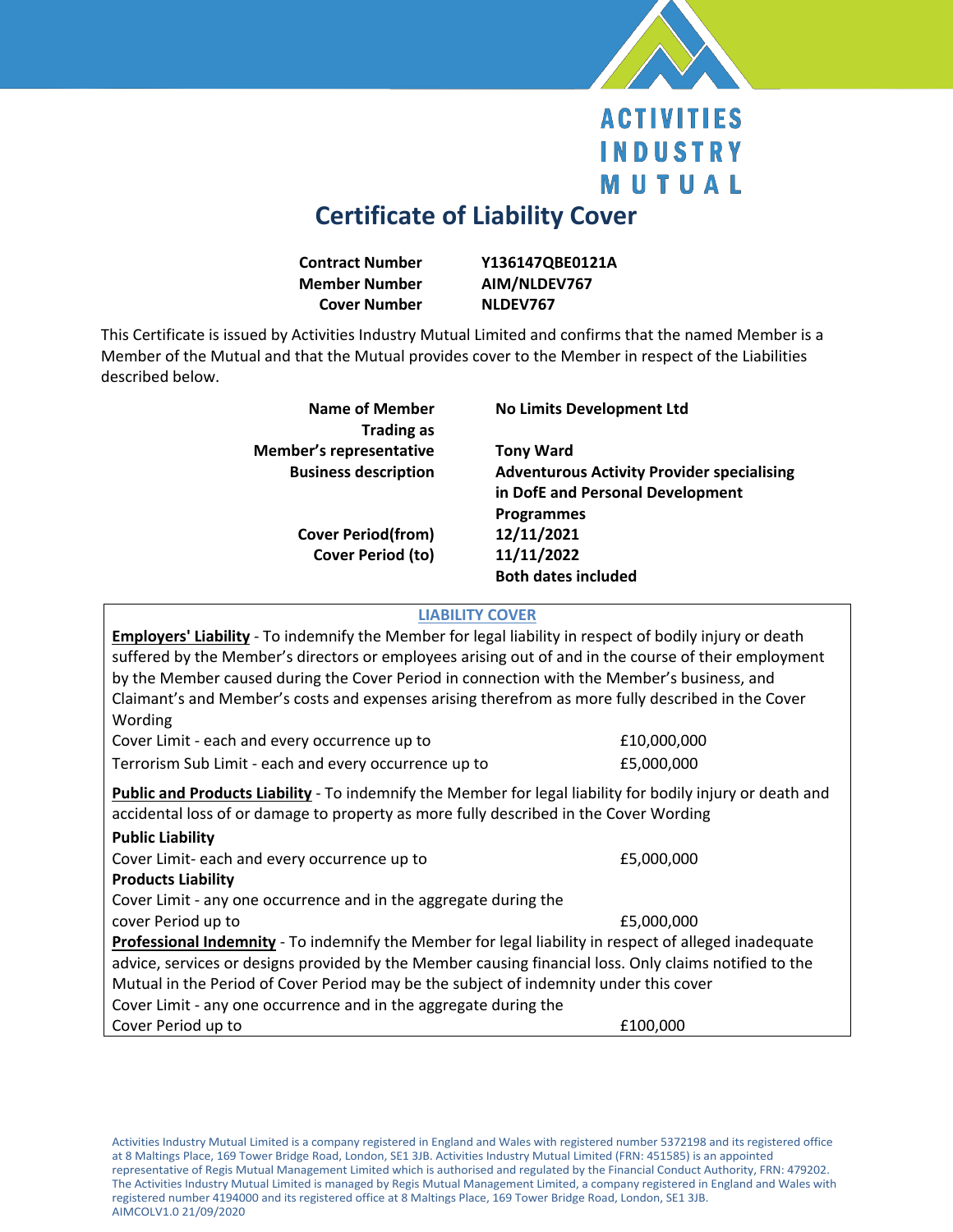ACTIVITIES INDUSTRY MUTUAL

# Certificate of Liability Cover

| | |
|---|---|
| **Contract Number** | **Y136147QBE0121A** |
| **Member Number** | **AIM/NLDEV767** |
| **Cover Number** | **NLDEV767** |

This Certificate is issued by Activities Industry Mutual Limited and confirms that the named Member is a Member of the Mutual and that the Mutual provides cover to the Member in respect of the Liabilities described below.

| | |
|---|---|
| **Name of Member** | **No Limits Development Ltd** |
| **Trading as** | |
| **Member's representative** | **Tony Ward** |
| **Business description** | **Adventurous Activity Provider specialising in DofE and Personal Development Programmes** |
| **Cover Period(from)** | **12/11/2021** |
| **Cover Period (to)** | **11/11/2022** |
| | **Both dates included** |

## LIABILITY COVER

**Employers' Liability** - To indemnify the Member for legal liability in respect of bodily injury or death suffered by the Member's directors or employees arising out of and in the course of their employment by the Member caused during the Cover Period in connection with the Member's business, and Claimant's and Member's costs and expenses arising therefrom as more fully described in the Cover Wording

| | |
|---|---|
| Cover Limit - each and every occurrence up to | £10,000,000 |
| Terrorism Sub Limit - each and every occurrence up to | £5,000,000 |

**Public and Products Liability** - To indemnify the Member for legal liability for bodily injury or death and accidental loss of or damage to property as more fully described in the Cover Wording

**Public Liability**

| | |
|---|---|
| Cover Limit- each and every occurrence up to | £5,000,000 |

**Products Liability**

| | |
|---|---|
| Cover Limit - any one occurrence and in the aggregate during the cover Period up to | £5,000,000 |

**Professional Indemnity** - To indemnify the Member for legal liability in respect of alleged inadequate advice, services or designs provided by the Member causing financial loss. Only claims notified to the Mutual in the Period of Cover Period may be the subject of indemnity under this cover

| | |
|---|---|
| Cover Limit - any one occurrence and in the aggregate during the Cover Period up to | £100,000 |

Activities Industry Mutual Limited is a company registered in England and Wales with registered number 5372198 and its registered office at 8 Maltings Place, 169 Tower Bridge Road, London, SE1 3JB. Activities Industry Mutual Limited (FRN: 451585) is an appointed representative of Regis Mutual Management Limited which is authorised and regulated by the Financial Conduct Authority, FRN: 479202. The Activities Industry Mutual Limited is managed by Regis Mutual Management Limited, a company registered in England and Wales with registered number 4194000 and its registered office at 8 Maltings Place, 169 Tower Bridge Road, London, SE1 3JB.
AIMCOLV1.0 21/09/2020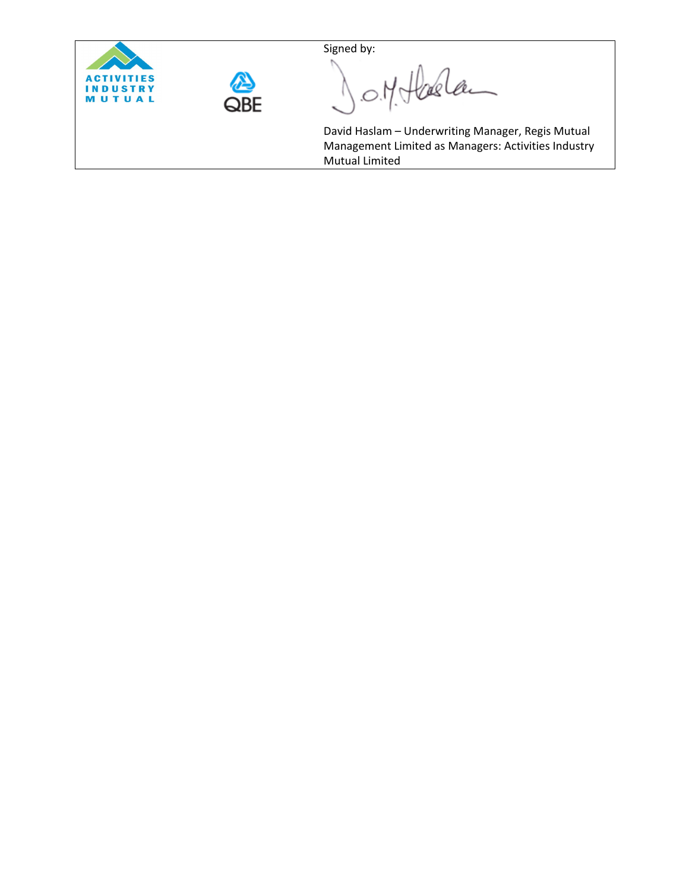| | | |
|---|---|---|
| ACTIVITIES INDUSTRY MUTUAL | QBE | Signed by:<br><br>David Haslam – Underwriting Manager, Regis Mutual Management Limited as Managers: Activities Industry Mutual Limited |